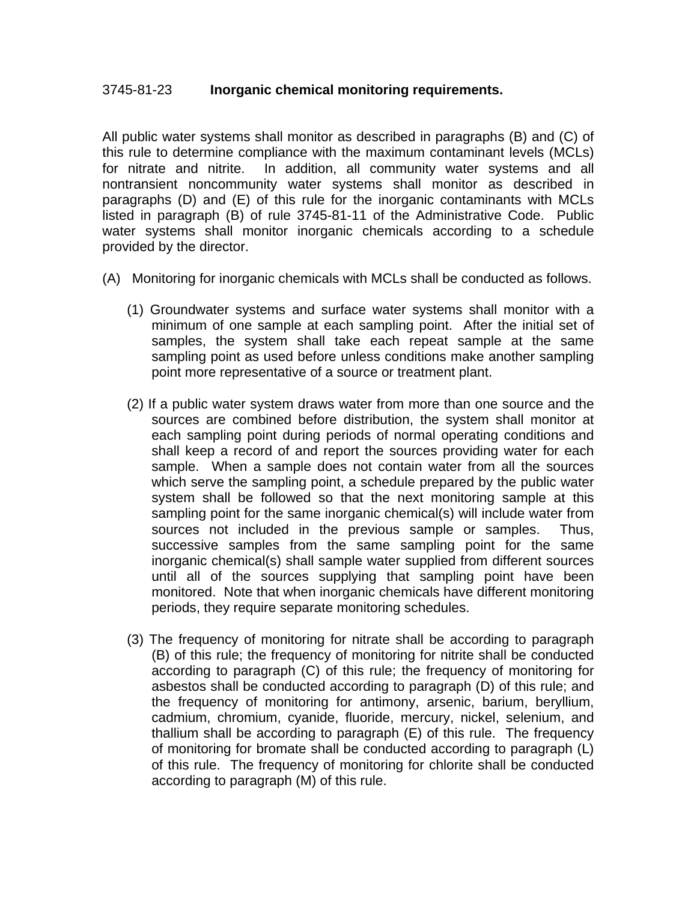# 3745-81-23 **Inorganic chemical monitoring requirements.**

All public water systems shall monitor as described in paragraphs (B) and (C) of this rule to determine compliance with the maximum contaminant levels (MCLs) for nitrate and nitrite. In addition, all community water systems and all nontransient noncommunity water systems shall monitor as described in paragraphs (D) and (E) of this rule for the inorganic contaminants with MCLs listed in paragraph (B) of rule 3745-81-11 of the Administrative Code. Public water systems shall monitor inorganic chemicals according to a schedule provided by the director.

(A) Monitoring for inorganic chemicals with MCLs shall be conducted as follows.

(1) Groundwater systems and surface water systems shall monitor with a minimum of one sample at each sampling point. After the initial set of samples, the system shall take each repeat sample at the same sampling point as used before unless conditions make another sampling point more representative of a source or treatment plant.

(2) If a public water system draws water from more than one source and the sources are combined before distribution, the system shall monitor at each sampling point during periods of normal operating conditions and shall keep a record of and report the sources providing water for each sample. When a sample does not contain water from all the sources which serve the sampling point, a schedule prepared by the public water system shall be followed so that the next monitoring sample at this sampling point for the same inorganic chemical(s) will include water from sources not included in the previous sample or samples. Thus, successive samples from the same sampling point for the same inorganic chemical(s) shall sample water supplied from different sources until all of the sources supplying that sampling point have been monitored. Note that when inorganic chemicals have different monitoring periods, they require separate monitoring schedules.

(3) The frequency of monitoring for nitrate shall be according to paragraph (B) of this rule; the frequency of monitoring for nitrite shall be conducted according to paragraph (C) of this rule; the frequency of monitoring for asbestos shall be conducted according to paragraph (D) of this rule; and the frequency of monitoring for antimony, arsenic, barium, beryllium, cadmium, chromium, cyanide, fluoride, mercury, nickel, selenium, and thallium shall be according to paragraph (E) of this rule. The frequency of monitoring for bromate shall be conducted according to paragraph (L) of this rule. The frequency of monitoring for chlorite shall be conducted according to paragraph (M) of this rule.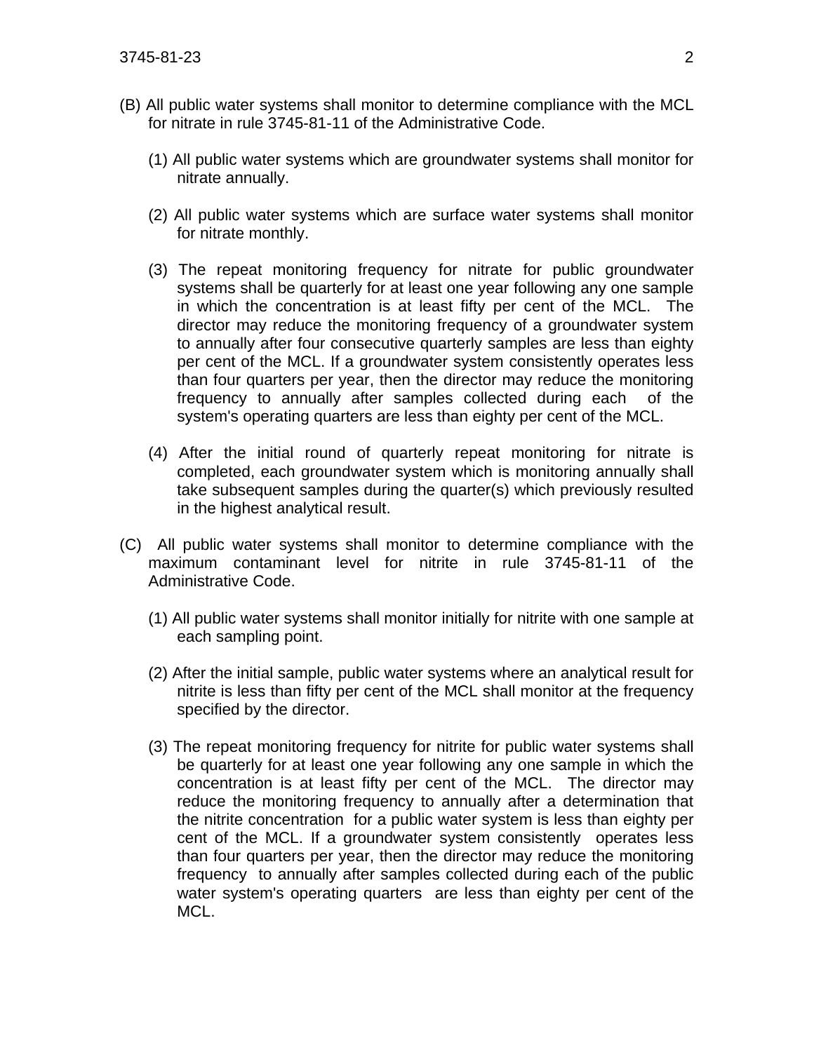(B) All public water systems shall monitor to determine compliance with the MCL for nitrate in rule 3745-81-11 of the Administrative Code.

(1) All public water systems which are groundwater systems shall monitor for nitrate annually.

(2) All public water systems which are surface water systems shall monitor for nitrate monthly.

(3) The repeat monitoring frequency for nitrate for public groundwater systems shall be quarterly for at least one year following any one sample in which the concentration is at least fifty per cent of the MCL. The director may reduce the monitoring frequency of a groundwater system to annually after four consecutive quarterly samples are less than eighty per cent of the MCL. If a groundwater system consistently operates less than four quarters per year, then the director may reduce the monitoring frequency to annually after samples collected during each of the system's operating quarters are less than eighty per cent of the MCL.

(4) After the initial round of quarterly repeat monitoring for nitrate is completed, each groundwater system which is monitoring annually shall take subsequent samples during the quarter(s) which previously resulted in the highest analytical result.

(C) All public water systems shall monitor to determine compliance with the maximum contaminant level for nitrite in rule 3745-81-11 of the Administrative Code.

(1) All public water systems shall monitor initially for nitrite with one sample at each sampling point.

(2) After the initial sample, public water systems where an analytical result for nitrite is less than fifty per cent of the MCL shall monitor at the frequency specified by the director.

(3) The repeat monitoring frequency for nitrite for public water systems shall be quarterly for at least one year following any one sample in which the concentration is at least fifty per cent of the MCL. The director may reduce the monitoring frequency to annually after a determination that the nitrite concentration for a public water system is less than eighty per cent of the MCL. If a groundwater system consistently operates less than four quarters per year, then the director may reduce the monitoring frequency to annually after samples collected during each of the public water system's operating quarters are less than eighty per cent of the MCL.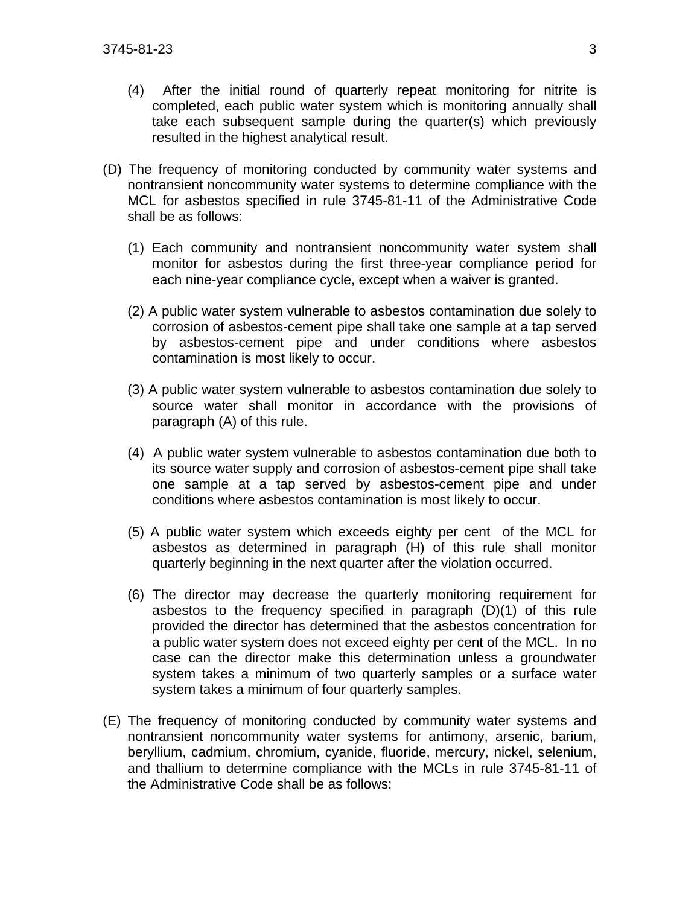(4) After the initial round of quarterly repeat monitoring for nitrite is completed, each public water system which is monitoring annually shall take each subsequent sample during the quarter(s) which previously resulted in the highest analytical result.

(D) The frequency of monitoring conducted by community water systems and nontransient noncommunity water systems to determine compliance with the MCL for asbestos specified in rule 3745-81-11 of the Administrative Code shall be as follows:

(1) Each community and nontransient noncommunity water system shall monitor for asbestos during the first three-year compliance period for each nine-year compliance cycle, except when a waiver is granted.

(2) A public water system vulnerable to asbestos contamination due solely to corrosion of asbestos-cement pipe shall take one sample at a tap served by asbestos-cement pipe and under conditions where asbestos contamination is most likely to occur.

(3) A public water system vulnerable to asbestos contamination due solely to source water shall monitor in accordance with the provisions of paragraph (A) of this rule.

(4) A public water system vulnerable to asbestos contamination due both to its source water supply and corrosion of asbestos-cement pipe shall take one sample at a tap served by asbestos-cement pipe and under conditions where asbestos contamination is most likely to occur.

(5) A public water system which exceeds eighty per cent of the MCL for asbestos as determined in paragraph (H) of this rule shall monitor quarterly beginning in the next quarter after the violation occurred.

(6) The director may decrease the quarterly monitoring requirement for asbestos to the frequency specified in paragraph (D)(1) of this rule provided the director has determined that the asbestos concentration for a public water system does not exceed eighty per cent of the MCL. In no case can the director make this determination unless a groundwater system takes a minimum of two quarterly samples or a surface water system takes a minimum of four quarterly samples.

(E) The frequency of monitoring conducted by community water systems and nontransient noncommunity water systems for antimony, arsenic, barium, beryllium, cadmium, chromium, cyanide, fluoride, mercury, nickel, selenium, and thallium to determine compliance with the MCLs in rule 3745-81-11 of the Administrative Code shall be as follows: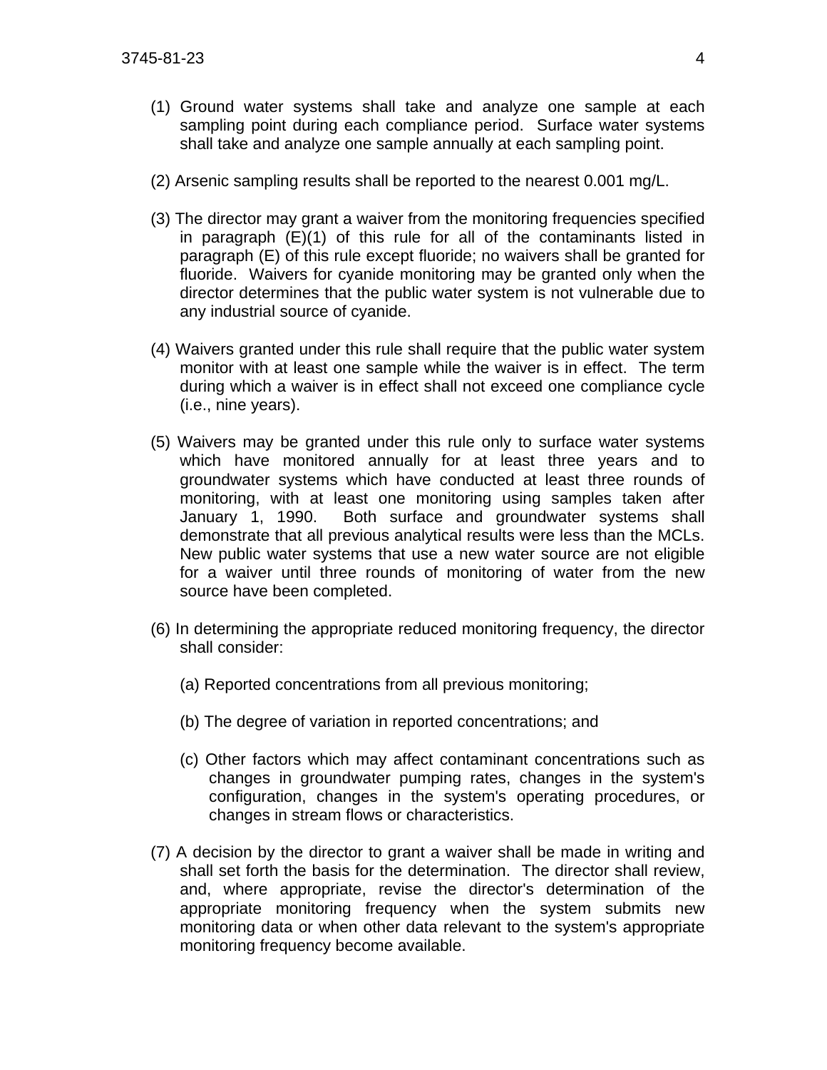(1) Ground water systems shall take and analyze one sample at each sampling point during each compliance period. Surface water systems shall take and analyze one sample annually at each sampling point.

(2) Arsenic sampling results shall be reported to the nearest 0.001 mg/L.

(3) The director may grant a waiver from the monitoring frequencies specified in paragraph (E)(1) of this rule for all of the contaminants listed in paragraph (E) of this rule except fluoride; no waivers shall be granted for fluoride. Waivers for cyanide monitoring may be granted only when the director determines that the public water system is not vulnerable due to any industrial source of cyanide.

(4) Waivers granted under this rule shall require that the public water system monitor with at least one sample while the waiver is in effect. The term during which a waiver is in effect shall not exceed one compliance cycle (i.e., nine years).

(5) Waivers may be granted under this rule only to surface water systems which have monitored annually for at least three years and to groundwater systems which have conducted at least three rounds of monitoring, with at least one monitoring using samples taken after January 1, 1990. Both surface and groundwater systems shall demonstrate that all previous analytical results were less than the MCLs. New public water systems that use a new water source are not eligible for a waiver until three rounds of monitoring of water from the new source have been completed.

(6) In determining the appropriate reduced monitoring frequency, the director shall consider:

(a) Reported concentrations from all previous monitoring;

(b) The degree of variation in reported concentrations; and

(c) Other factors which may affect contaminant concentrations such as changes in groundwater pumping rates, changes in the system's configuration, changes in the system's operating procedures, or changes in stream flows or characteristics.

(7) A decision by the director to grant a waiver shall be made in writing and shall set forth the basis for the determination. The director shall review, and, where appropriate, revise the director's determination of the appropriate monitoring frequency when the system submits new monitoring data or when other data relevant to the system's appropriate monitoring frequency become available.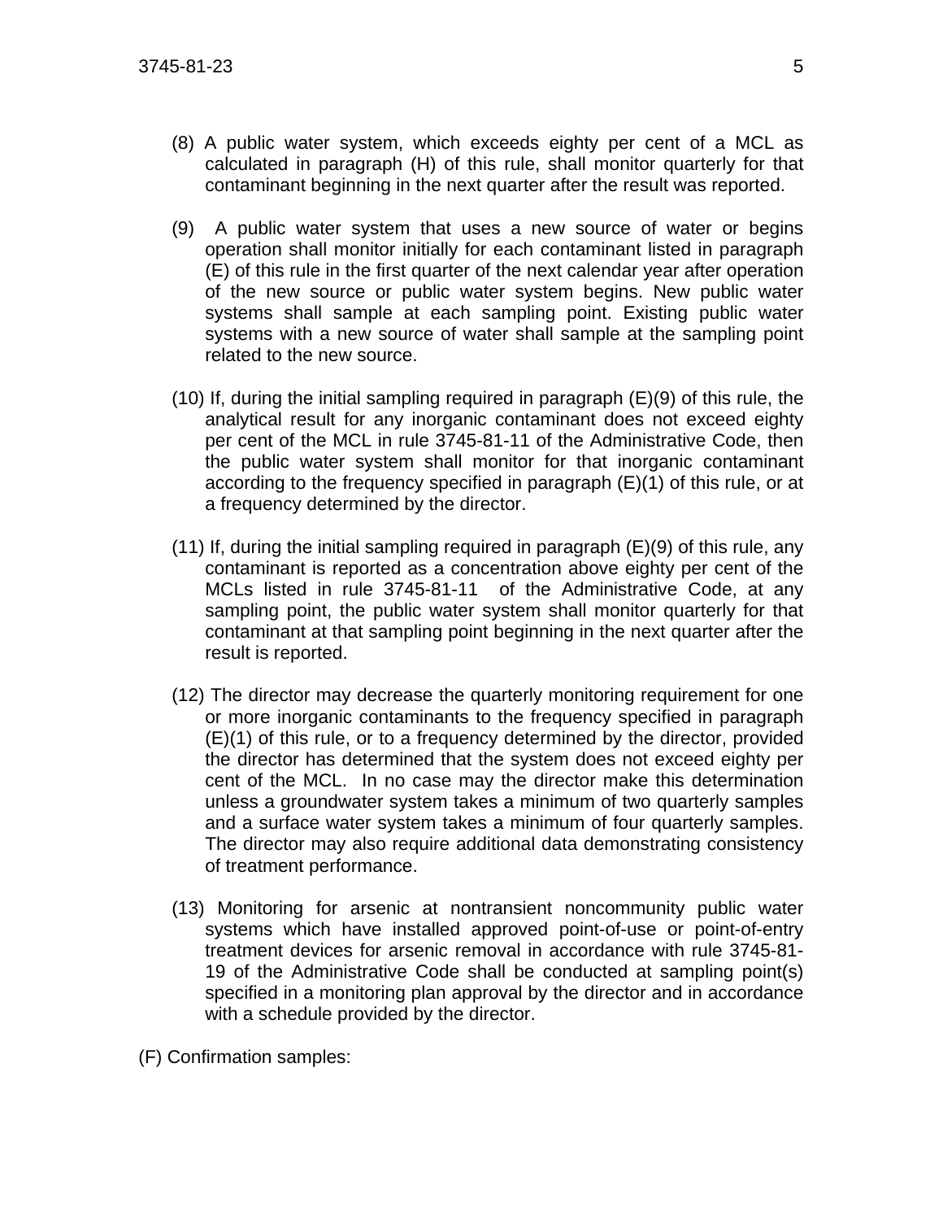(8) A public water system, which exceeds eighty per cent of a MCL as calculated in paragraph (H) of this rule, shall monitor quarterly for that contaminant beginning in the next quarter after the result was reported.

(9) A public water system that uses a new source of water or begins operation shall monitor initially for each contaminant listed in paragraph (E) of this rule in the first quarter of the next calendar year after operation of the new source or public water system begins. New public water systems shall sample at each sampling point. Existing public water systems with a new source of water shall sample at the sampling point related to the new source.

(10) If, during the initial sampling required in paragraph (E)(9) of this rule, the analytical result for any inorganic contaminant does not exceed eighty per cent of the MCL in rule 3745-81-11 of the Administrative Code, then the public water system shall monitor for that inorganic contaminant according to the frequency specified in paragraph (E)(1) of this rule, or at a frequency determined by the director.

(11) If, during the initial sampling required in paragraph (E)(9) of this rule, any contaminant is reported as a concentration above eighty per cent of the MCLs listed in rule 3745-81-11 of the Administrative Code, at any sampling point, the public water system shall monitor quarterly for that contaminant at that sampling point beginning in the next quarter after the result is reported.

(12) The director may decrease the quarterly monitoring requirement for one or more inorganic contaminants to the frequency specified in paragraph (E)(1) of this rule, or to a frequency determined by the director, provided the director has determined that the system does not exceed eighty per cent of the MCL. In no case may the director make this determination unless a groundwater system takes a minimum of two quarterly samples and a surface water system takes a minimum of four quarterly samples. The director may also require additional data demonstrating consistency of treatment performance.

(13) Monitoring for arsenic at nontransient noncommunity public water systems which have installed approved point-of-use or point-of-entry treatment devices for arsenic removal in accordance with rule 3745-81-19 of the Administrative Code shall be conducted at sampling point(s) specified in a monitoring plan approval by the director and in accordance with a schedule provided by the director.

(F) Confirmation samples: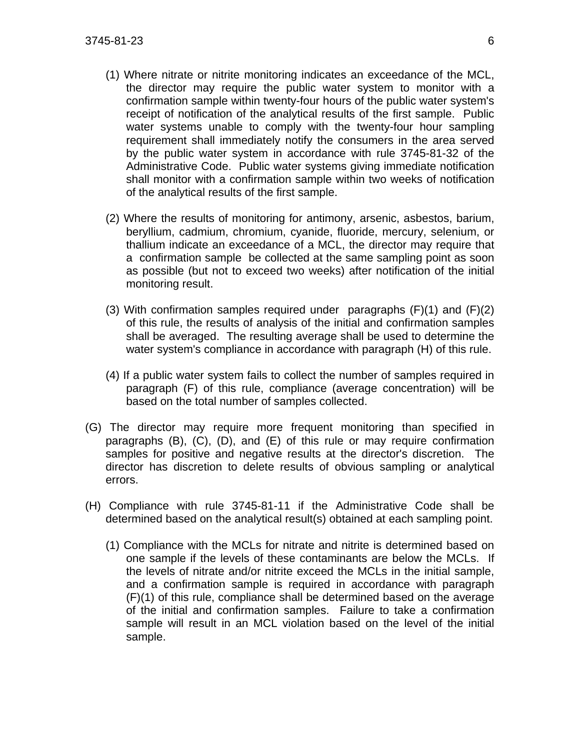(1) Where nitrate or nitrite monitoring indicates an exceedance of the MCL, the director may require the public water system to monitor with a confirmation sample within twenty-four hours of the public water system's receipt of notification of the analytical results of the first sample. Public water systems unable to comply with the twenty-four hour sampling requirement shall immediately notify the consumers in the area served by the public water system in accordance with rule 3745-81-32 of the Administrative Code. Public water systems giving immediate notification shall monitor with a confirmation sample within two weeks of notification of the analytical results of the first sample.

(2) Where the results of monitoring for antimony, arsenic, asbestos, barium, beryllium, cadmium, chromium, cyanide, fluoride, mercury, selenium, or thallium indicate an exceedance of a MCL, the director may require that a confirmation sample be collected at the same sampling point as soon as possible (but not to exceed two weeks) after notification of the initial monitoring result.

(3) With confirmation samples required under paragraphs (F)(1) and (F)(2) of this rule, the results of analysis of the initial and confirmation samples shall be averaged. The resulting average shall be used to determine the water system's compliance in accordance with paragraph (H) of this rule.

(4) If a public water system fails to collect the number of samples required in paragraph (F) of this rule, compliance (average concentration) will be based on the total number of samples collected.

(G) The director may require more frequent monitoring than specified in paragraphs (B), (C), (D), and (E) of this rule or may require confirmation samples for positive and negative results at the director's discretion. The director has discretion to delete results of obvious sampling or analytical errors.

(H) Compliance with rule 3745-81-11 if the Administrative Code shall be determined based on the analytical result(s) obtained at each sampling point.

(1) Compliance with the MCLs for nitrate and nitrite is determined based on one sample if the levels of these contaminants are below the MCLs. If the levels of nitrate and/or nitrite exceed the MCLs in the initial sample, and a confirmation sample is required in accordance with paragraph (F)(1) of this rule, compliance shall be determined based on the average of the initial and confirmation samples. Failure to take a confirmation sample will result in an MCL violation based on the level of the initial sample.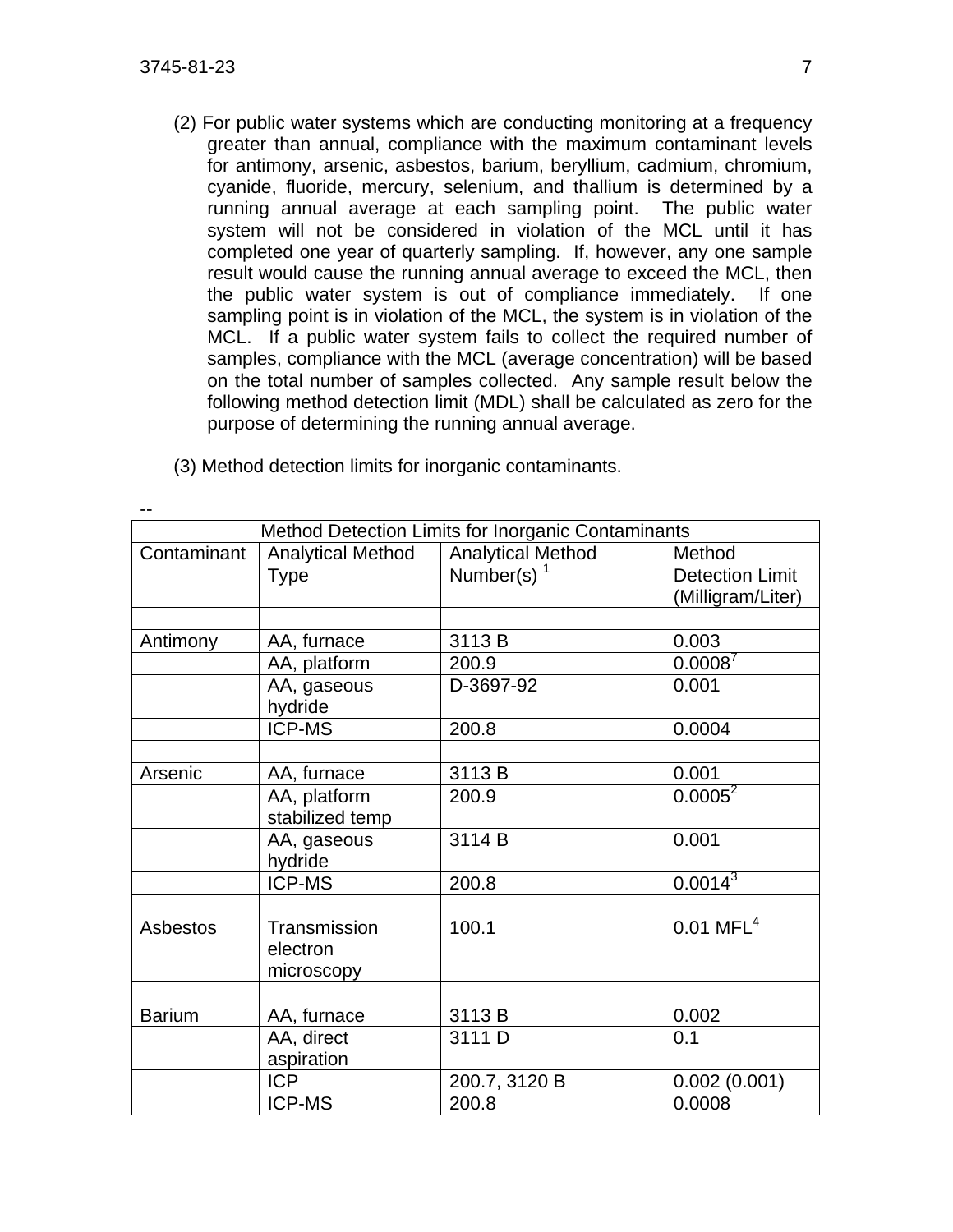(2) For public water systems which are conducting monitoring at a frequency greater than annual, compliance with the maximum contaminant levels for antimony, arsenic, asbestos, barium, beryllium, cadmium, chromium, cyanide, fluoride, mercury, selenium, and thallium is determined by a running annual average at each sampling point. The public water system will not be considered in violation of the MCL until it has completed one year of quarterly sampling. If, however, any one sample result would cause the running annual average to exceed the MCL, then the public water system is out of compliance immediately. If one sampling point is in violation of the MCL, the system is in violation of the MCL. If a public water system fails to collect the required number of samples, compliance with the MCL (average concentration) will be based on the total number of samples collected. Any sample result below the following method detection limit (MDL) shall be calculated as zero for the purpose of determining the running annual average.

(3) Method detection limits for inorganic contaminants.

--

| Method Detection Limits for Inorganic Contaminants | | | |
|---|---|---|---|
| Contaminant | Analytical Method Type | Analytical Method Number(s) [1] | Method Detection Limit (Milligram/Liter) |
| | | | |
| Antimony | AA, furnace | 3113 B | 0.003 |
| | AA, platform | 200.9 | 0.0008[7] |
| | AA, gaseous hydride | D-3697-92 | 0.001 |
| | ICP-MS | 200.8 | 0.0004 |
| | | | |
| Arsenic | AA, furnace | 3113 B | 0.001 |
| | AA, platform stabilized temp | 200.9 | 0.0005[2] |
| | AA, gaseous hydride | 3114 B | 0.001 |
| | ICP-MS | 200.8 | 0.0014[3] |
| | | | |
| Asbestos | Transmission electron microscopy | 100.1 | 0.01 MFL[4] |
| | | | |
| Barium | AA, furnace | 3113 B | 0.002 |
| | AA, direct aspiration | 3111 D | 0.1 |
| | ICP | 200.7, 3120 B | 0.002 (0.001) |
| | ICP-MS | 200.8 | 0.0008 |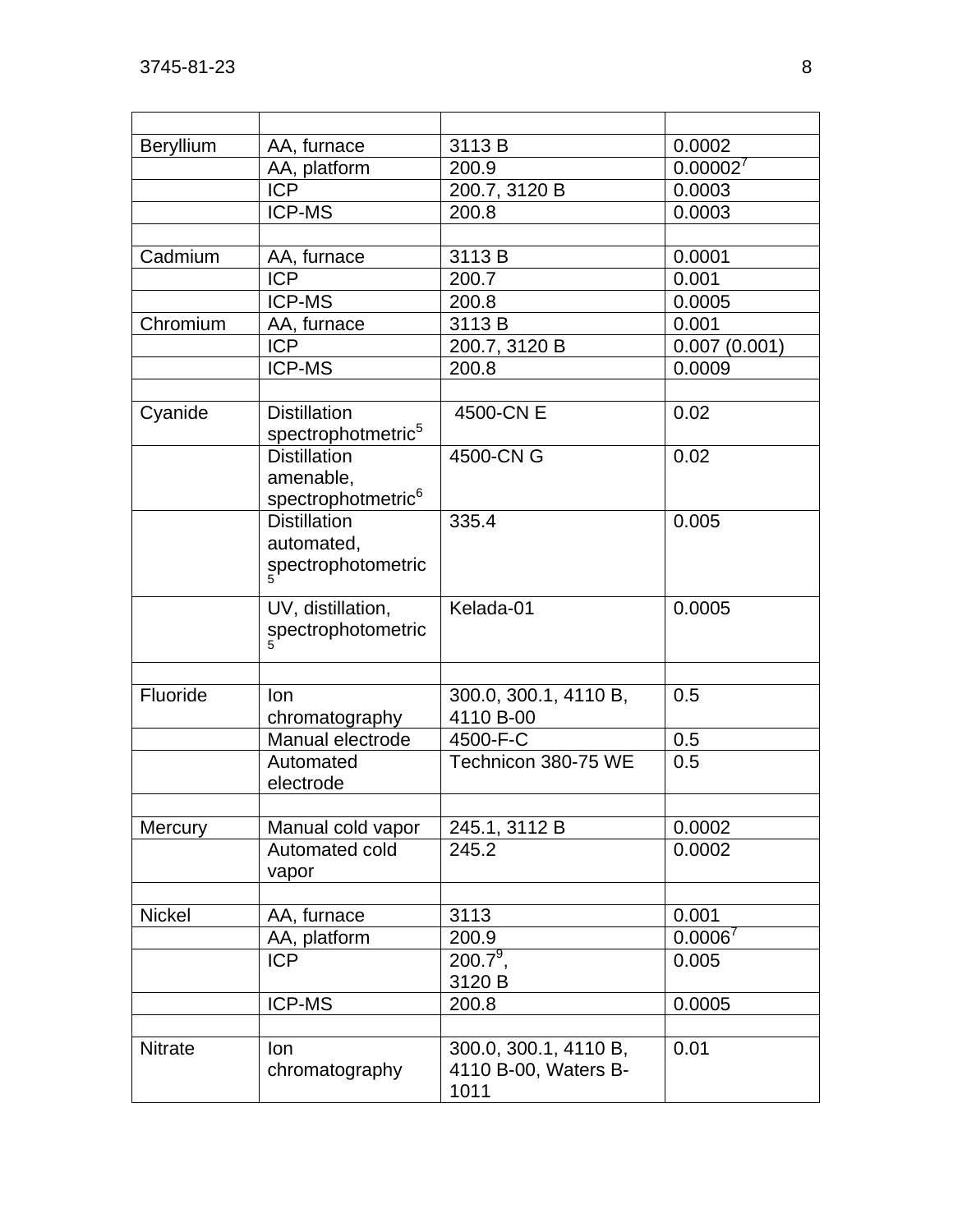| | | | |
|---|---|---|---|
| Beryllium | AA, furnace | 3113 B | 0.0002 |
| | AA, platform | 200.9 | 0.00002[7] |
| | ICP | 200.7, 3120 B | 0.0003 |
| | ICP-MS | 200.8 | 0.0003 |
| | | | |
| Cadmium | AA, furnace | 3113 B | 0.0001 |
| | ICP | 200.7 | 0.001 |
| | ICP-MS | 200.8 | 0.0005 |
| Chromium | AA, furnace | 3113 B | 0.001 |
| | ICP | 200.7, 3120 B | 0.007 (0.001) |
| | ICP-MS | 200.8 | 0.0009 |
| | | | |
| Cyanide | Distillation spectrophotmetric[5] | 4500-CN E | 0.02 |
| | Distillation amenable, spectrophotmetric[6] | 4500-CN G | 0.02 |
| | Distillation automated, spectrophotometric[5] | 335.4 | 0.005 |
| | UV, distillation, spectrophotometric[5] | Kelada-01 | 0.0005 |
| | | | |
| Fluoride | Ion chromatography | 300.0, 300.1, 4110 B, 4110 B-00 | 0.5 |
| | Manual electrode | 4500-F-C | 0.5 |
| | Automated electrode | Technicon 380-75 WE | 0.5 |
| | | | |
| Mercury | Manual cold vapor | 245.1, 3112 B | 0.0002 |
| | Automated cold vapor | 245.2 | 0.0002 |
| | | | |
| Nickel | AA, furnace | 3113 | 0.001 |
| | AA, platform | 200.9 | 0.0006[7] |
| | ICP | 200.7[9], 3120 B | 0.005 |
| | ICP-MS | 200.8 | 0.0005 |
| | | | |
| Nitrate | Ion chromatography | 300.0, 300.1, 4110 B, 4110 B-00, Waters B-1011 | 0.01 |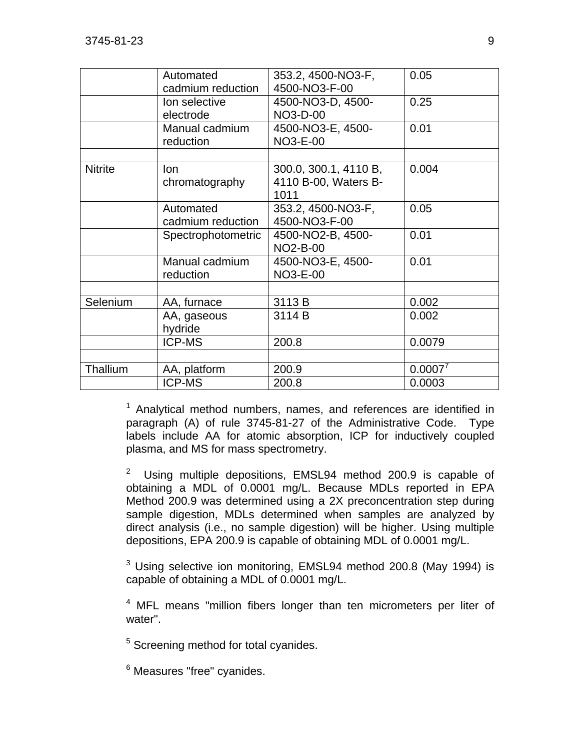| | | | |
|---|---|---|---|
| | Automated cadmium reduction | 353.2, 4500-NO3-F, 4500-NO3-F-00 | 0.05 |
| | Ion selective electrode | 4500-NO3-D, 4500-NO3-D-00 | 0.25 |
| | Manual cadmium reduction | 4500-NO3-E, 4500-NO3-E-00 | 0.01 |
| | | | |
| Nitrite | Ion chromatography | 300.0, 300.1, 4110 B, 4110 B-00, Waters B-1011 | 0.004 |
| | Automated cadmium reduction | 353.2, 4500-NO3-F, 4500-NO3-F-00 | 0.05 |
| | Spectrophotometric | 4500-NO2-B, 4500-NO2-B-00 | 0.01 |
| | Manual cadmium reduction | 4500-NO3-E, 4500-NO3-E-00 | 0.01 |
| | | | |
| Selenium | AA, furnace | 3113 B | 0.002 |
| | AA, gaseous hydride | 3114 B | 0.002 |
| | ICP-MS | 200.8 | 0.0079 |
| | | | |
| Thallium | AA, platform | 200.9 | 0.0007[7] |
| | ICP-MS | 200.8 | 0.0003 |

[1] Analytical method numbers, names, and references are identified in paragraph (A) of rule 3745-81-27 of the Administrative Code. Type labels include AA for atomic absorption, ICP for inductively coupled plasma, and MS for mass spectrometry.

[2] Using multiple depositions, EMSL94 method 200.9 is capable of obtaining a MDL of 0.0001 mg/L. Because MDLs reported in EPA Method 200.9 was determined using a 2X preconcentration step during sample digestion, MDLs determined when samples are analyzed by direct analysis (i.e., no sample digestion) will be higher. Using multiple depositions, EPA 200.9 is capable of obtaining MDL of 0.0001 mg/L.

[3] Using selective ion monitoring, EMSL94 method 200.8 (May 1994) is capable of obtaining a MDL of 0.0001 mg/L.

[4] MFL means "million fibers longer than ten micrometers per liter of water".

[5] Screening method for total cyanides.

[6] Measures "free" cyanides.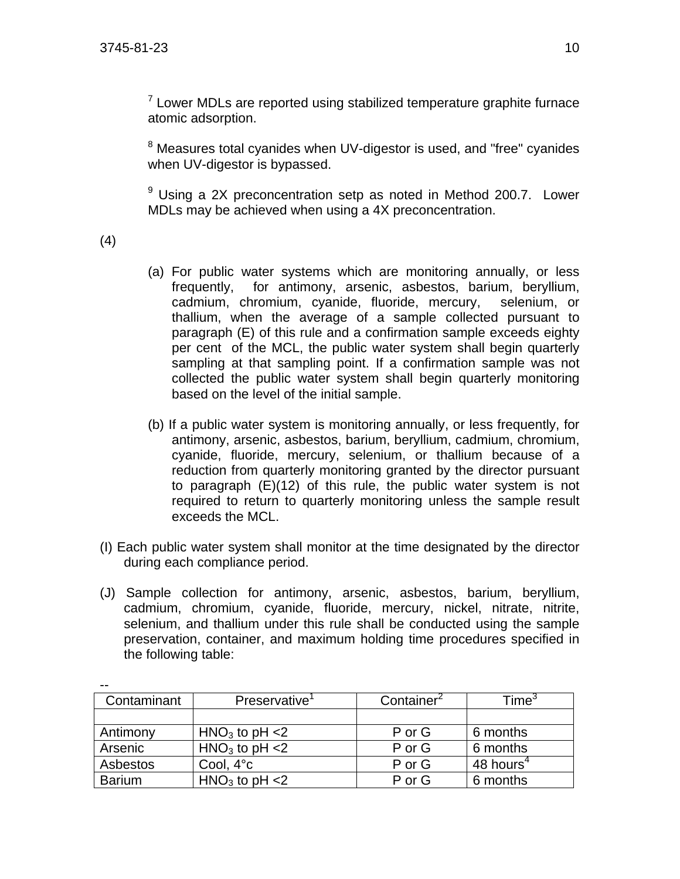[7] Lower MDLs are reported using stabilized temperature graphite furnace atomic adsorption.

[8] Measures total cyanides when UV-digestor is used, and "free" cyanides when UV-digestor is bypassed.

[9] Using a 2X preconcentration setp as noted in Method 200.7. Lower MDLs may be achieved when using a 4X preconcentration.

(4)

(a) For public water systems which are monitoring annually, or less frequently, for antimony, arsenic, asbestos, barium, beryllium, cadmium, chromium, cyanide, fluoride, mercury, selenium, or thallium, when the average of a sample collected pursuant to paragraph (E) of this rule and a confirmation sample exceeds eighty per cent of the MCL, the public water system shall begin quarterly sampling at that sampling point. If a confirmation sample was not collected the public water system shall begin quarterly monitoring based on the level of the initial sample.

(b) If a public water system is monitoring annually, or less frequently, for antimony, arsenic, asbestos, barium, beryllium, cadmium, chromium, cyanide, fluoride, mercury, selenium, or thallium because of a reduction from quarterly monitoring granted by the director pursuant to paragraph (E)(12) of this rule, the public water system is not required to return to quarterly monitoring unless the sample result exceeds the MCL.

(I) Each public water system shall monitor at the time designated by the director during each compliance period.

(J) Sample collection for antimony, arsenic, asbestos, barium, beryllium, cadmium, chromium, cyanide, fluoride, mercury, nickel, nitrate, nitrite, selenium, and thallium under this rule shall be conducted using the sample preservation, container, and maximum holding time procedures specified in the following table:

--

| Contaminant | Preservative[1] | Container[2] | Time[3] |
|---|---|---|---|
| | | | |
| Antimony | $HNO_3$ to pH <2 | P or G | 6 months |
| Arsenic | $HNO_3$ to pH <2 | P or G | 6 months |
| Asbestos | Cool, 4°c | P or G | 48 hours[4] |
| Barium | $HNO_3$ to pH <2 | P or G | 6 months |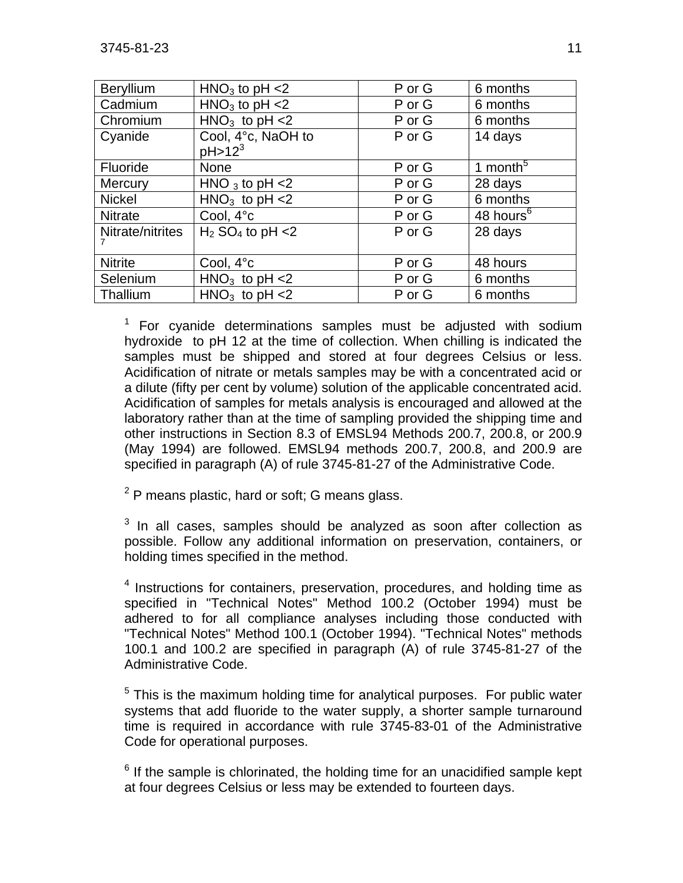| Beryllium | $HNO_3$ to pH <2 | P or G | 6 months |
|---|---|---|---|
| Cadmium | $HNO_3$ to pH <2 | P or G | 6 months |
| Chromium | $HNO_3$ to pH <2 | P or G | 6 months |
| Cyanide | Cool, 4°c, NaOH to pH>12[3] | P or G | 14 days |
| Fluoride | None | P or G | 1 month[5] |
| Mercury | $HNO_3$ to pH <2 | P or G | 28 days |
| Nickel | $HNO_3$ to pH <2 | P or G | 6 months |
| Nitrate | Cool, 4°c | P or G | 48 hours[6] |
| Nitrate/nitrites [7] | $H_2SO_4$ to pH <2 | P or G | 28 days |
| Nitrite | Cool, 4°c | P or G | 48 hours |
| Selenium | $HNO_3$ to pH <2 | P or G | 6 months |
| Thallium | $HNO_3$ to pH <2 | P or G | 6 months |

[1] For cyanide determinations samples must be adjusted with sodium hydroxide to pH 12 at the time of collection. When chilling is indicated the samples must be shipped and stored at four degrees Celsius or less. Acidification of nitrate or metals samples may be with a concentrated acid or a dilute (fifty per cent by volume) solution of the applicable concentrated acid. Acidification of samples for metals analysis is encouraged and allowed at the laboratory rather than at the time of sampling provided the shipping time and other instructions in Section 8.3 of EMSL94 Methods 200.7, 200.8, or 200.9 (May 1994) are followed. EMSL94 methods 200.7, 200.8, and 200.9 are specified in paragraph (A) of rule 3745-81-27 of the Administrative Code.

[2] P means plastic, hard or soft; G means glass.

[3] In all cases, samples should be analyzed as soon after collection as possible. Follow any additional information on preservation, containers, or holding times specified in the method.

[4] Instructions for containers, preservation, procedures, and holding time as specified in "Technical Notes" Method 100.2 (October 1994) must be adhered to for all compliance analyses including those conducted with "Technical Notes" Method 100.1 (October 1994). "Technical Notes" methods 100.1 and 100.2 are specified in paragraph (A) of rule 3745-81-27 of the Administrative Code.

[5] This is the maximum holding time for analytical purposes. For public water systems that add fluoride to the water supply, a shorter sample turnaround time is required in accordance with rule 3745-83-01 of the Administrative Code for operational purposes.

[6] If the sample is chlorinated, the holding time for an unacidified sample kept at four degrees Celsius or less may be extended to fourteen days.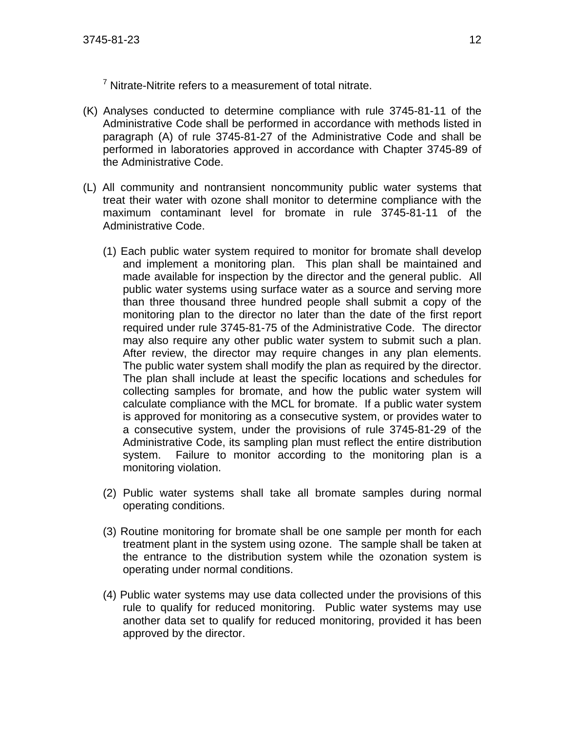[7] Nitrate-Nitrite refers to a measurement of total nitrate.

(K) Analyses conducted to determine compliance with rule 3745-81-11 of the Administrative Code shall be performed in accordance with methods listed in paragraph (A) of rule 3745-81-27 of the Administrative Code and shall be performed in laboratories approved in accordance with Chapter 3745-89 of the Administrative Code.

(L) All community and nontransient noncommunity public water systems that treat their water with ozone shall monitor to determine compliance with the maximum contaminant level for bromate in rule 3745-81-11 of the Administrative Code.

(1) Each public water system required to monitor for bromate shall develop and implement a monitoring plan. This plan shall be maintained and made available for inspection by the director and the general public. All public water systems using surface water as a source and serving more than three thousand three hundred people shall submit a copy of the monitoring plan to the director no later than the date of the first report required under rule 3745-81-75 of the Administrative Code. The director may also require any other public water system to submit such a plan. After review, the director may require changes in any plan elements. The public water system shall modify the plan as required by the director. The plan shall include at least the specific locations and schedules for collecting samples for bromate, and how the public water system will calculate compliance with the MCL for bromate. If a public water system is approved for monitoring as a consecutive system, or provides water to a consecutive system, under the provisions of rule 3745-81-29 of the Administrative Code, its sampling plan must reflect the entire distribution system. Failure to monitor according to the monitoring plan is a monitoring violation.

(2) Public water systems shall take all bromate samples during normal operating conditions.

(3) Routine monitoring for bromate shall be one sample per month for each treatment plant in the system using ozone. The sample shall be taken at the entrance to the distribution system while the ozonation system is operating under normal conditions.

(4) Public water systems may use data collected under the provisions of this rule to qualify for reduced monitoring. Public water systems may use another data set to qualify for reduced monitoring, provided it has been approved by the director.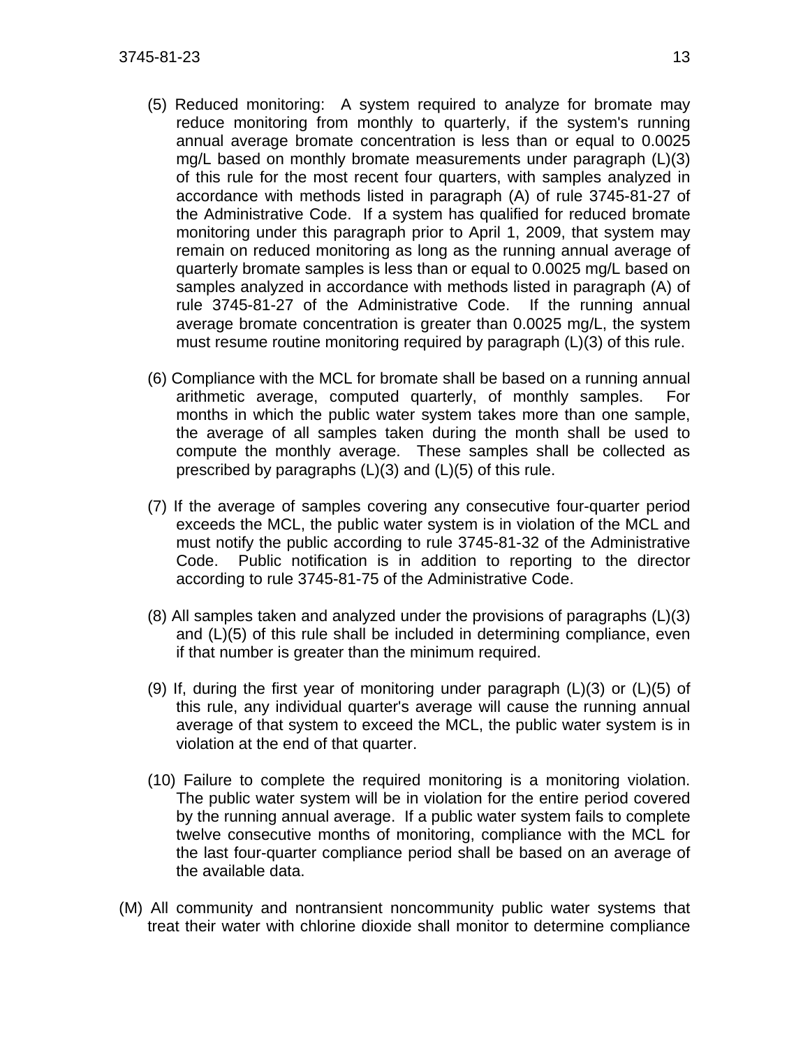(5) Reduced monitoring: A system required to analyze for bromate may reduce monitoring from monthly to quarterly, if the system's running annual average bromate concentration is less than or equal to 0.0025 mg/L based on monthly bromate measurements under paragraph (L)(3) of this rule for the most recent four quarters, with samples analyzed in accordance with methods listed in paragraph (A) of rule 3745-81-27 of the Administrative Code. If a system has qualified for reduced bromate monitoring under this paragraph prior to April 1, 2009, that system may remain on reduced monitoring as long as the running annual average of quarterly bromate samples is less than or equal to 0.0025 mg/L based on samples analyzed in accordance with methods listed in paragraph (A) of rule 3745-81-27 of the Administrative Code. If the running annual average bromate concentration is greater than 0.0025 mg/L, the system must resume routine monitoring required by paragraph (L)(3) of this rule.

(6) Compliance with the MCL for bromate shall be based on a running annual arithmetic average, computed quarterly, of monthly samples. For months in which the public water system takes more than one sample, the average of all samples taken during the month shall be used to compute the monthly average. These samples shall be collected as prescribed by paragraphs (L)(3) and (L)(5) of this rule.

(7) If the average of samples covering any consecutive four-quarter period exceeds the MCL, the public water system is in violation of the MCL and must notify the public according to rule 3745-81-32 of the Administrative Code. Public notification is in addition to reporting to the director according to rule 3745-81-75 of the Administrative Code.

(8) All samples taken and analyzed under the provisions of paragraphs (L)(3) and (L)(5) of this rule shall be included in determining compliance, even if that number is greater than the minimum required.

(9) If, during the first year of monitoring under paragraph (L)(3) or (L)(5) of this rule, any individual quarter's average will cause the running annual average of that system to exceed the MCL, the public water system is in violation at the end of that quarter.

(10) Failure to complete the required monitoring is a monitoring violation. The public water system will be in violation for the entire period covered by the running annual average. If a public water system fails to complete twelve consecutive months of monitoring, compliance with the MCL for the last four-quarter compliance period shall be based on an average of the available data.

(M) All community and nontransient noncommunity public water systems that treat their water with chlorine dioxide shall monitor to determine compliance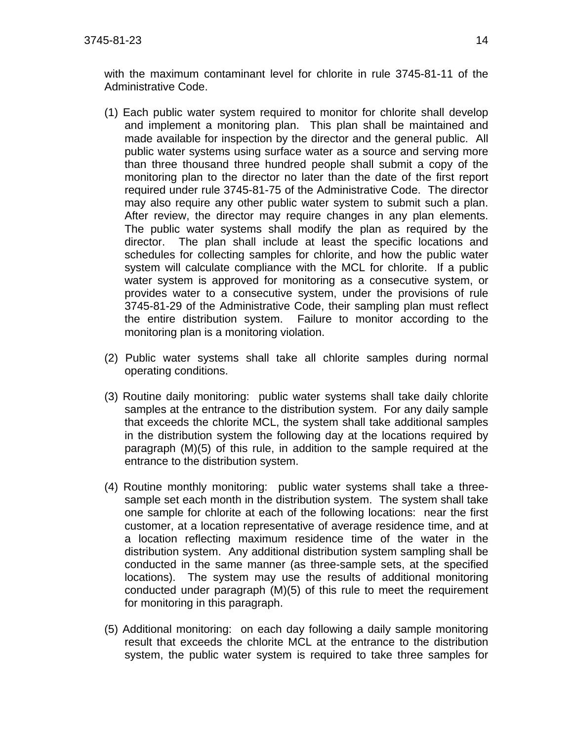with the maximum contaminant level for chlorite in rule 3745-81-11 of the Administrative Code.

(1) Each public water system required to monitor for chlorite shall develop and implement a monitoring plan. This plan shall be maintained and made available for inspection by the director and the general public. All public water systems using surface water as a source and serving more than three thousand three hundred people shall submit a copy of the monitoring plan to the director no later than the date of the first report required under rule 3745-81-75 of the Administrative Code. The director may also require any other public water system to submit such a plan. After review, the director may require changes in any plan elements. The public water systems shall modify the plan as required by the director. The plan shall include at least the specific locations and schedules for collecting samples for chlorite, and how the public water system will calculate compliance with the MCL for chlorite. If a public water system is approved for monitoring as a consecutive system, or provides water to a consecutive system, under the provisions of rule 3745-81-29 of the Administrative Code, their sampling plan must reflect the entire distribution system. Failure to monitor according to the monitoring plan is a monitoring violation.

(2) Public water systems shall take all chlorite samples during normal operating conditions.

(3) Routine daily monitoring: public water systems shall take daily chlorite samples at the entrance to the distribution system. For any daily sample that exceeds the chlorite MCL, the system shall take additional samples in the distribution system the following day at the locations required by paragraph (M)(5) of this rule, in addition to the sample required at the entrance to the distribution system.

(4) Routine monthly monitoring: public water systems shall take a three-sample set each month in the distribution system. The system shall take one sample for chlorite at each of the following locations: near the first customer, at a location representative of average residence time, and at a location reflecting maximum residence time of the water in the distribution system. Any additional distribution system sampling shall be conducted in the same manner (as three-sample sets, at the specified locations). The system may use the results of additional monitoring conducted under paragraph (M)(5) of this rule to meet the requirement for monitoring in this paragraph.

(5) Additional monitoring: on each day following a daily sample monitoring result that exceeds the chlorite MCL at the entrance to the distribution system, the public water system is required to take three samples for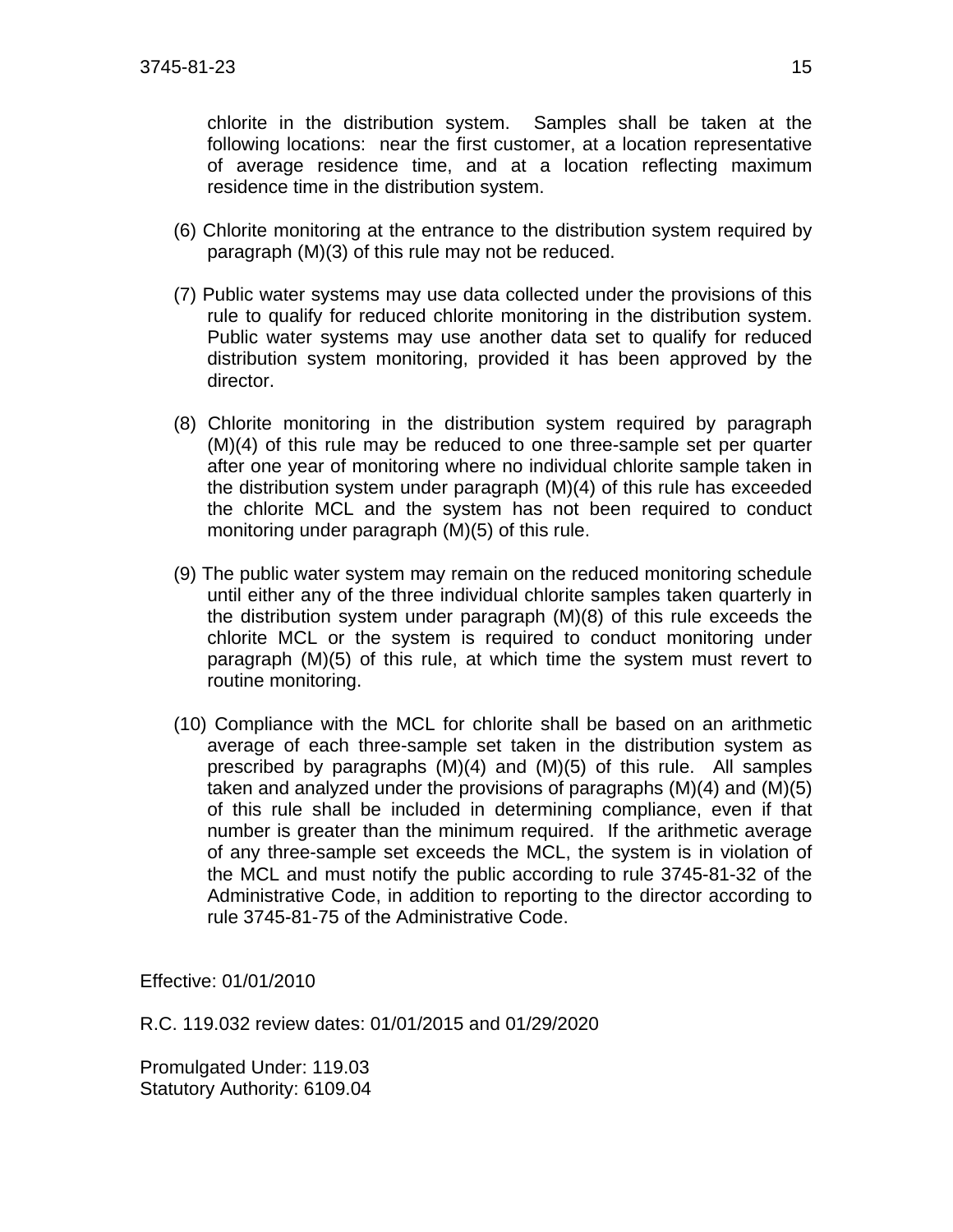chlorite in the distribution system. Samples shall be taken at the following locations: near the first customer, at a location representative of average residence time, and at a location reflecting maximum residence time in the distribution system.

(6) Chlorite monitoring at the entrance to the distribution system required by paragraph (M)(3) of this rule may not be reduced.

(7) Public water systems may use data collected under the provisions of this rule to qualify for reduced chlorite monitoring in the distribution system. Public water systems may use another data set to qualify for reduced distribution system monitoring, provided it has been approved by the director.

(8) Chlorite monitoring in the distribution system required by paragraph (M)(4) of this rule may be reduced to one three-sample set per quarter after one year of monitoring where no individual chlorite sample taken in the distribution system under paragraph (M)(4) of this rule has exceeded the chlorite MCL and the system has not been required to conduct monitoring under paragraph (M)(5) of this rule.

(9) The public water system may remain on the reduced monitoring schedule until either any of the three individual chlorite samples taken quarterly in the distribution system under paragraph (M)(8) of this rule exceeds the chlorite MCL or the system is required to conduct monitoring under paragraph (M)(5) of this rule, at which time the system must revert to routine monitoring.

(10) Compliance with the MCL for chlorite shall be based on an arithmetic average of each three-sample set taken in the distribution system as prescribed by paragraphs (M)(4) and (M)(5) of this rule. All samples taken and analyzed under the provisions of paragraphs (M)(4) and (M)(5) of this rule shall be included in determining compliance, even if that number is greater than the minimum required. If the arithmetic average of any three-sample set exceeds the MCL, the system is in violation of the MCL and must notify the public according to rule 3745-81-32 of the Administrative Code, in addition to reporting to the director according to rule 3745-81-75 of the Administrative Code.

Effective: 01/01/2010

R.C. 119.032 review dates: 01/01/2015 and 01/29/2020

Promulgated Under: 119.03
Statutory Authority: 6109.04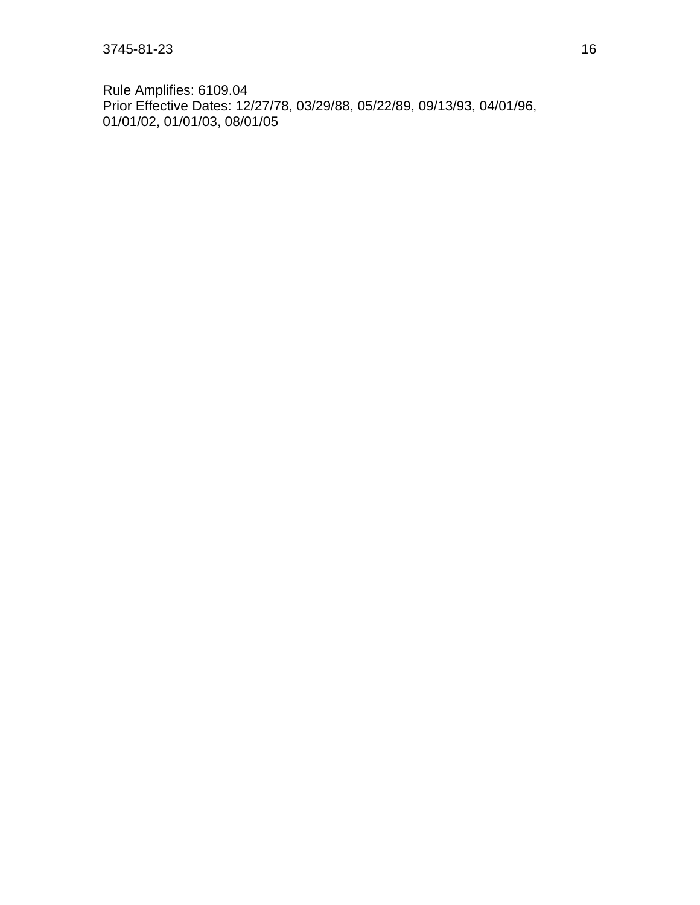Rule Amplifies: 6109.04
Prior Effective Dates: 12/27/78, 03/29/88, 05/22/89, 09/13/93, 04/01/96, 01/01/02, 01/01/03, 08/01/05